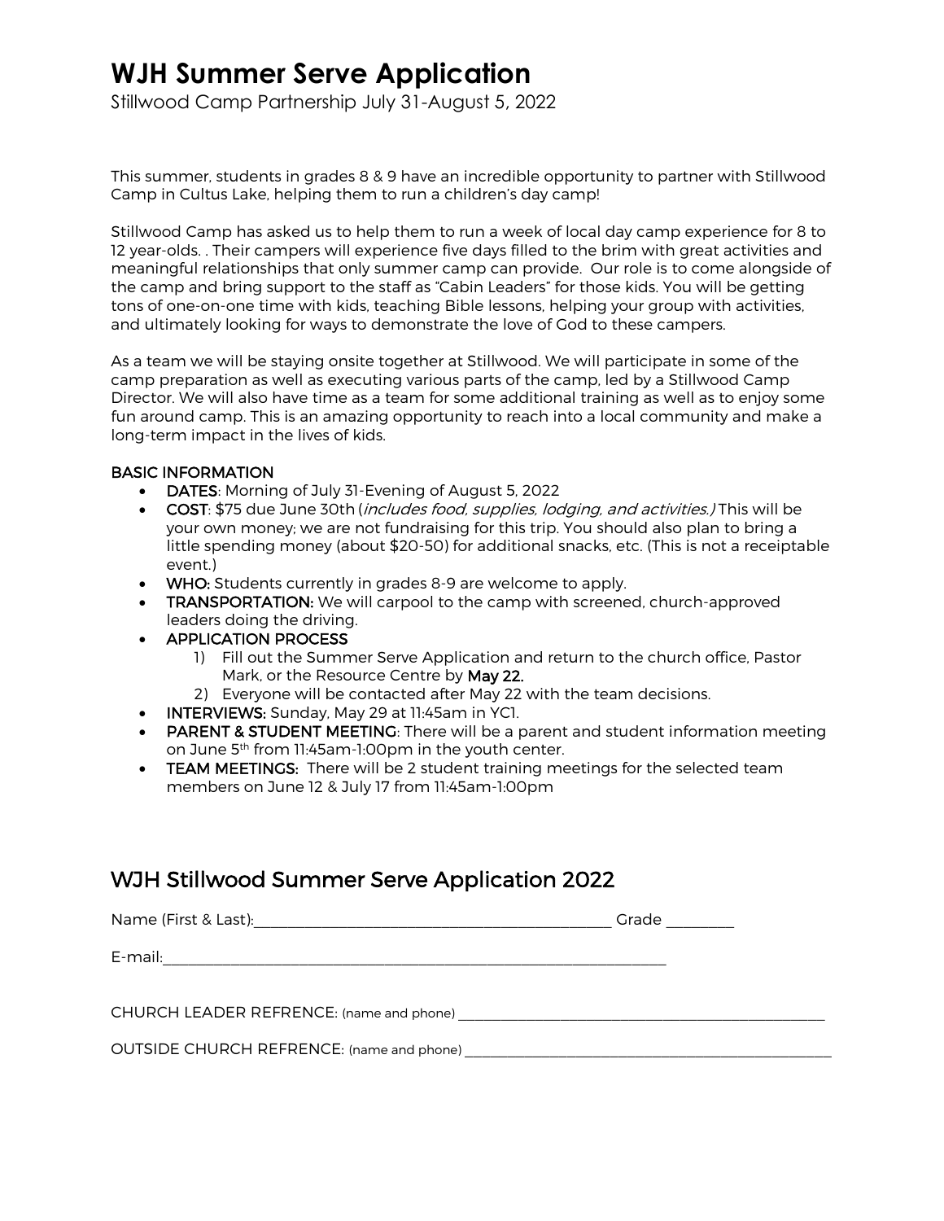# WJH Summer Serve Application

Stillwood Camp Partnership July 31-August 5, 2022

This summer, students in grades 8 & 9 have an incredible opportunity to partner with Stillwood Camp in Cultus Lake, helping them to run a children's day camp!

Stillwood Camp has asked us to help them to run a week of local day camp experience for 8 to 12 year-olds. . Their campers will experience five days filled to the brim with great activities and meaningful relationships that only summer camp can provide. Our role is to come alongside of the camp and bring support to the staff as "Cabin Leaders" for those kids. You will be getting tons of one-on-one time with kids, teaching Bible lessons, helping your group with activities, and ultimately looking for ways to demonstrate the love of God to these campers.

As a team we will be staying onsite together at Stillwood. We will participate in some of the camp preparation as well as executing various parts of the camp, led by a Stillwood Camp Director. We will also have time as a team for some additional training as well as to enjoy some fun around camp. This is an amazing opportunity to reach into a local community and make a long-term impact in the lives of kids.

BASIC INFORMATION

- DATES: Morning of July 31-Evening of August 5, 2022
- COST: $75 due June 30th (*includes food, supplies, lodging, and activities.)* This will be your own money; we are not fundraising for this trip. You should also plan to bring a little spending money (about $20-50) for additional snacks, etc. (This is not a receiptable event.)
- WHO: Students currently in grades 8-9 are welcome to apply.
- TRANSPORTATION: We will carpool to the camp with screened, church-approved leaders doing the driving.
- APPLICATION PROCESS
    1) Fill out the Summer Serve Application and return to the church office, Pastor Mark, or the Resource Centre by **May 22.**
    2) Everyone will be contacted after May 22 with the team decisions.
- INTERVIEWS: Sunday, May 29 at 11:45am in YC1.
- PARENT & STUDENT MEETING: There will be a parent and student information meeting on June 5th from 11:45am-1:00pm in the youth center.
- TEAM MEETINGS: There will be 2 student training meetings for the selected team members on June 12 & July 17 from 11:45am-1:00pm

## WJH Stillwood Summer Serve Application 2022

Name (First & Last):_______________________________________________ Grade _________

E-mail:_________________________________________________________________

CHURCH LEADER REFRENCE: (name and phone) ____________________________________________________

OUTSIDE CHURCH REFRENCE: (name and phone) ___________________________________________________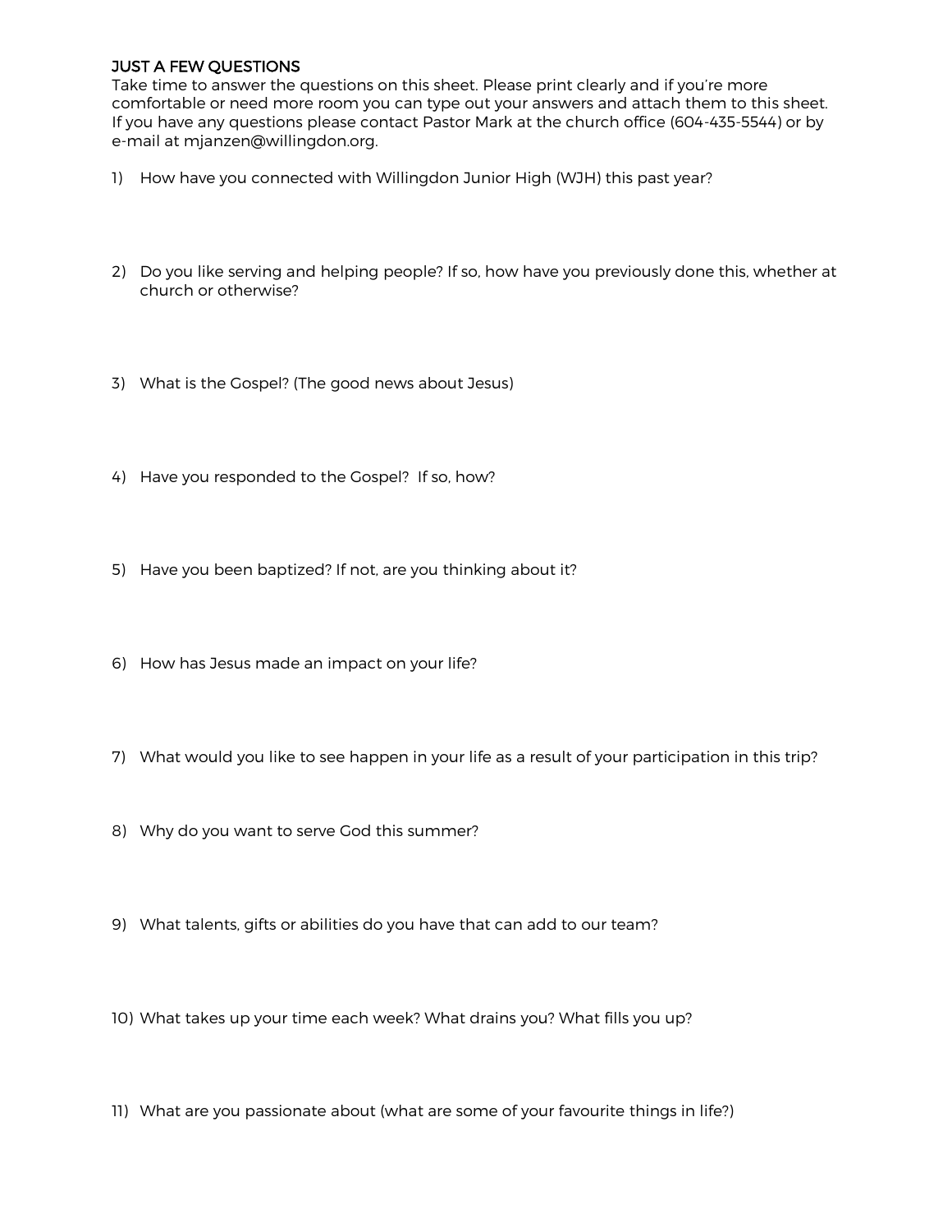## JUST A FEW QUESTIONS

Take time to answer the questions on this sheet. Please print clearly and if you're more comfortable or need more room you can type out your answers and attach them to this sheet. If you have any questions please contact Pastor Mark at the church office (604-435-5544) or by e-mail at mjanzen@willingdon.org.

1) How have you connected with Willingdon Junior High (WJH) this past year?

2) Do you like serving and helping people? If so, how have you previously done this, whether at church or otherwise?

3) What is the Gospel? (The good news about Jesus)

4) Have you responded to the Gospel? If so, how?

5) Have you been baptized? If not, are you thinking about it?

6) How has Jesus made an impact on your life?

7) What would you like to see happen in your life as a result of your participation in this trip?

8) Why do you want to serve God this summer?

9) What talents, gifts or abilities do you have that can add to our team?

10) What takes up your time each week? What drains you? What fills you up?

11) What are you passionate about (what are some of your favourite things in life?)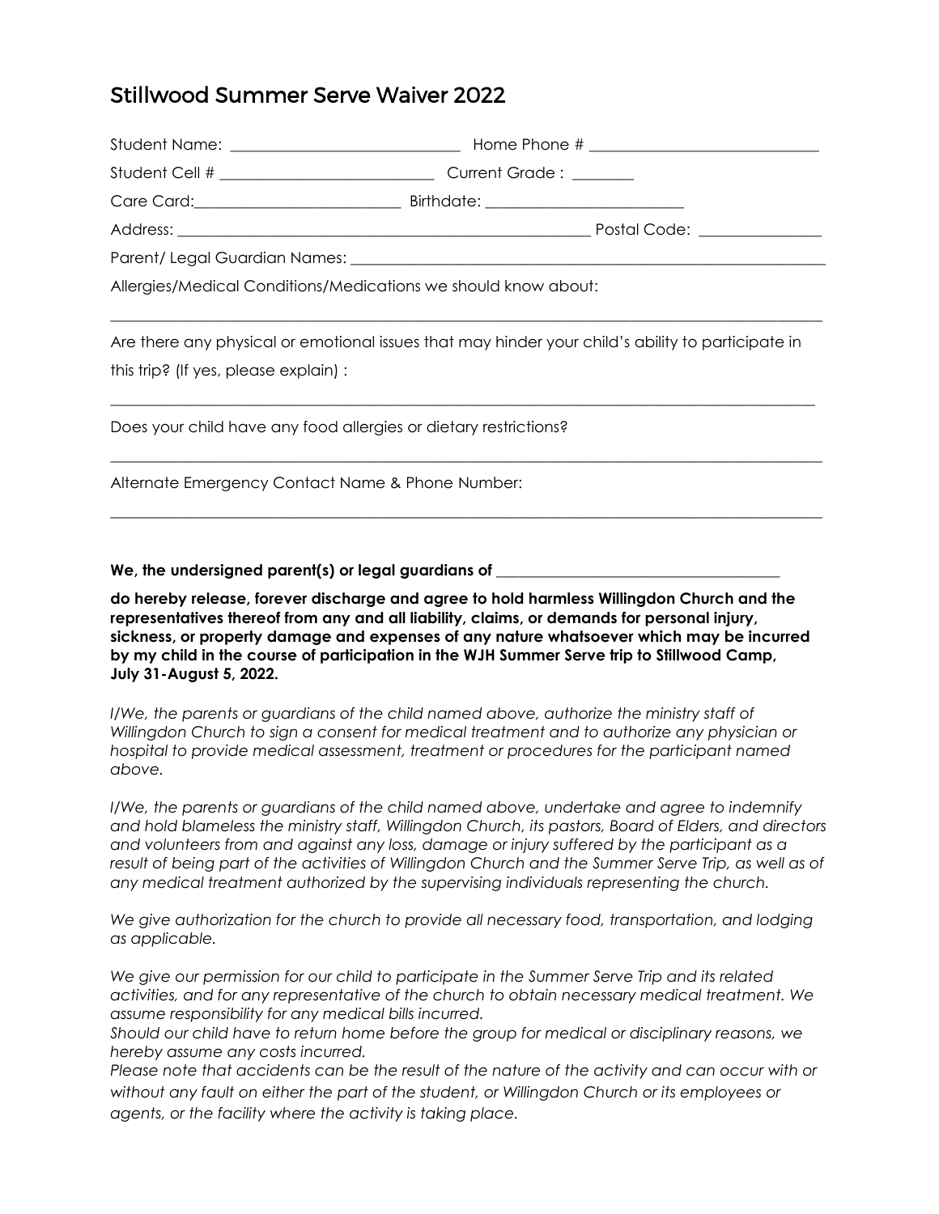# Stillwood Summer Serve Waiver 2022

Student Name: ____________________________ Home Phone # ____________________________

Student Cell # __________________________ Current Grade : _______

Care Card:_________________________ Birthdate: ________________________

Address: ___________________________________________________ Postal Code: _______________

Parent/ Legal Guardian Names: ___________________________________________________________

Allergies/Medical Conditions/Medications we should know about:

___________________________________________________________________________________________

Are there any physical or emotional issues that may hinder your child's ability to participate in this trip? (If yes, please explain) :

___________________________________________________________________________________________

Does your child have any food allergies or dietary restrictions?

___________________________________________________________________________________________

Alternate Emergency Contact Name & Phone Number:

___________________________________________________________________________________________

**We, the undersigned parent(s) or legal guardians of ____________________________________**

**do hereby release, forever discharge and agree to hold harmless Willingdon Church and the representatives thereof from any and all liability, claims, or demands for personal injury, sickness, or property damage and expenses of any nature whatsoever which may be incurred by my child in the course of participation in the WJH Summer Serve trip to Stillwood Camp, July 31-August 5, 2022.**

*I/We, the parents or guardians of the child named above, authorize the ministry staff of Willingdon Church to sign a consent for medical treatment and to authorize any physician or hospital to provide medical assessment, treatment or procedures for the participant named above.*

*I/We, the parents or guardians of the child named above, undertake and agree to indemnify and hold blameless the ministry staff, Willingdon Church, its pastors, Board of Elders, and directors and volunteers from and against any loss, damage or injury suffered by the participant as a result of being part of the activities of Willingdon Church and the Summer Serve Trip, as well as of any medical treatment authorized by the supervising individuals representing the church.*

*We give authorization for the church to provide all necessary food, transportation, and lodging as applicable.*

*We give our permission for our child to participate in the Summer Serve Trip and its related activities, and for any representative of the church to obtain necessary medical treatment. We assume responsibility for any medical bills incurred.*
*Should our child have to return home before the group for medical or disciplinary reasons, we hereby assume any costs incurred.*
*Please note that accidents can be the result of the nature of the activity and can occur with or without any fault on either the part of the student, or Willingdon Church or its employees or agents, or the facility where the activity is taking place.*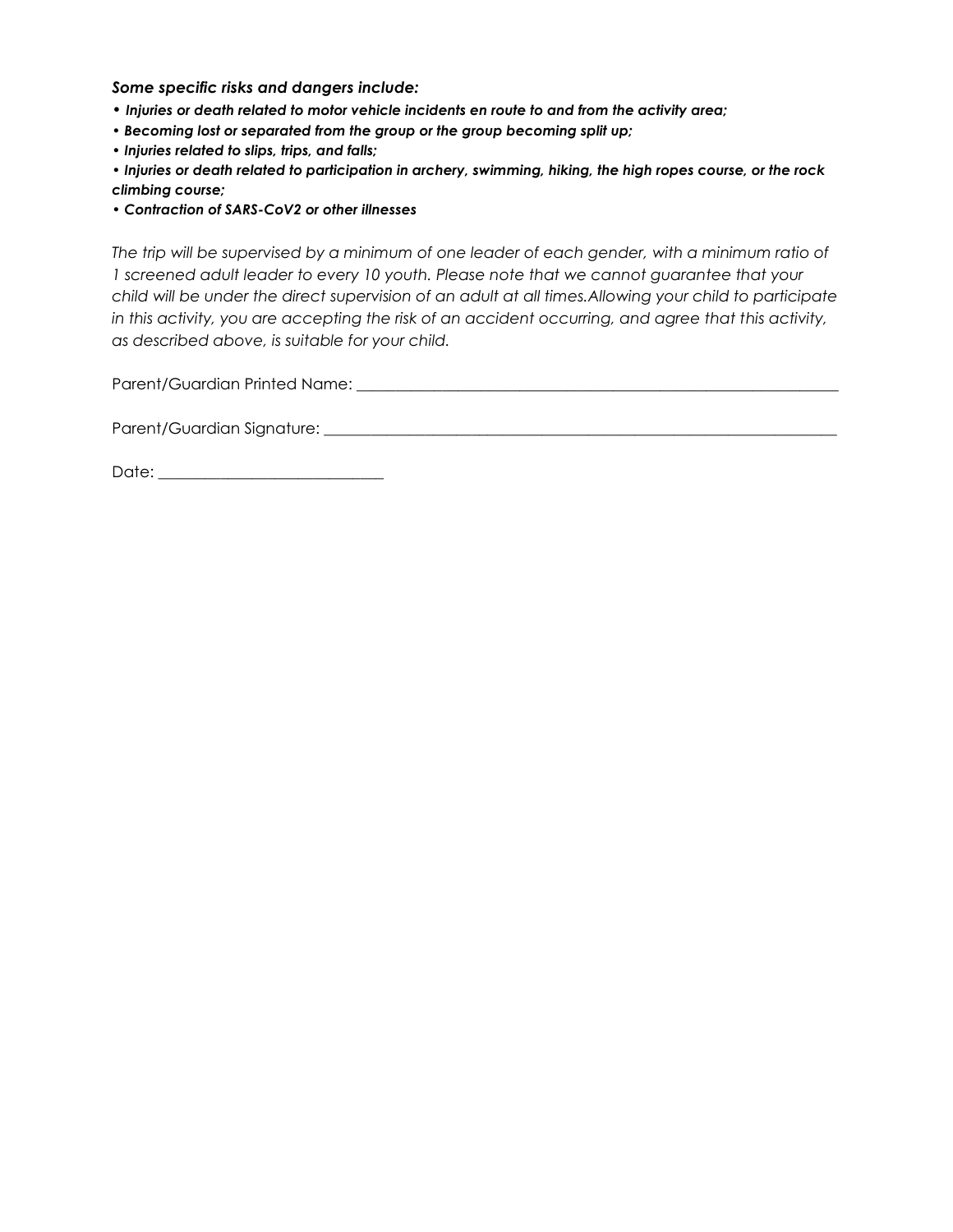***Some specific risks and dangers include:***

- ***Injuries or death related to motor vehicle incidents en route to and from the activity area;***
- ***Becoming lost or separated from the group or the group becoming split up;***
- ***Injuries related to slips, trips, and falls;***
- ***Injuries or death related to participation in archery, swimming, hiking, the high ropes course, or the rock climbing course;***
- ***Contraction of SARS-CoV2 or other illnesses***

*The trip will be supervised by a minimum of one leader of each gender, with a minimum ratio of 1 screened adult leader to every 10 youth. Please note that we cannot guarantee that your child will be under the direct supervision of an adult at all times.Allowing your child to participate in this activity, you are accepting the risk of an accident occurring, and agree that this activity, as described above, is suitable for your child.*

Parent/Guardian Printed Name: ______________________________________________________________

Parent/Guardian Signature: _________________________________________________________________

Date: ____________________________